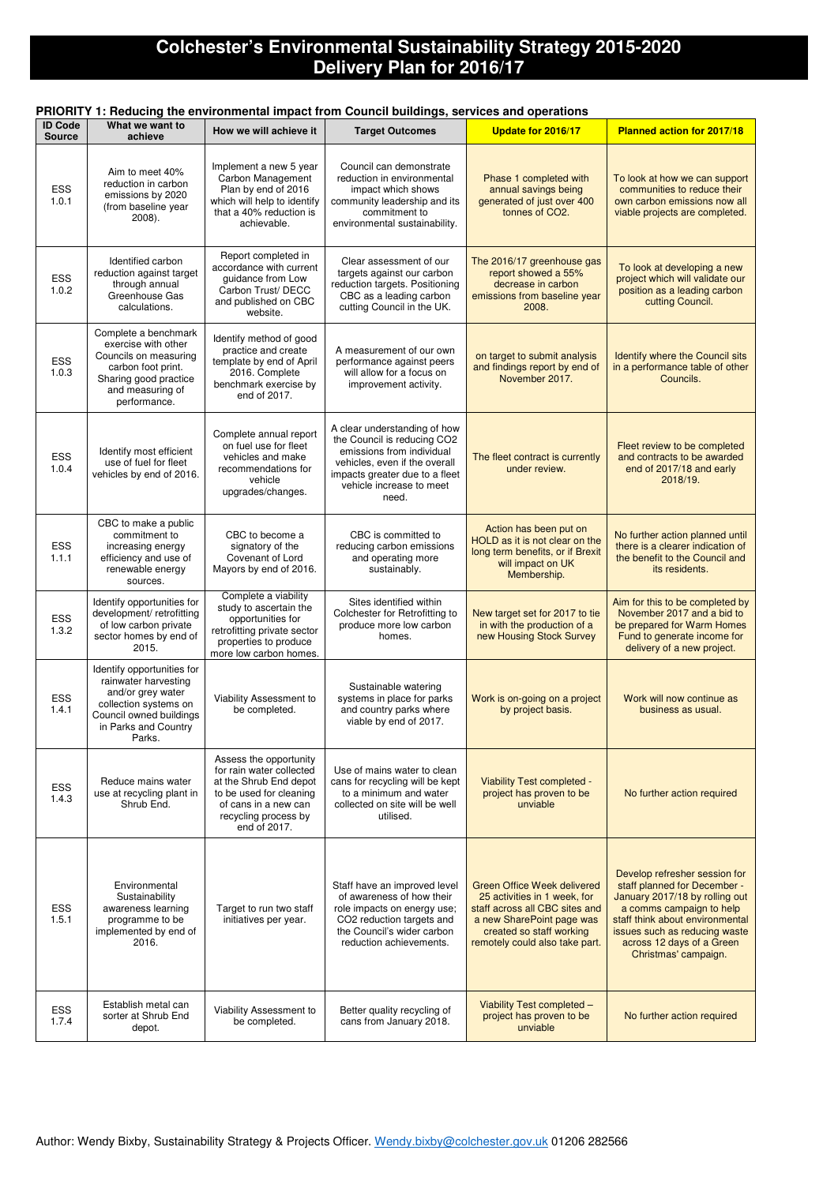# Colchester's Environmental Sustainability Strategy 2015-2020
# Delivery Plan for 2016/17

**PRIORITY 1: Reducing the environmental impact from Council buildings, services and operations**

| ID Code Source | What we want to achieve | How we will achieve it | Target Outcomes | Update for 2016/17 | Planned action for 2017/18 |
|---|---|---|---|---|---|
| ESS 1.0.1 | Aim to meet 40% reduction in carbon emissions by 2020 (from baseline year 2008). | Implement a new 5 year Carbon Management Plan by end of 2016 which will help to identify that a 40% reduction is achievable. | Council can demonstrate reduction in environmental impact which shows community leadership and its commitment to environmental sustainability. | Phase 1 completed with annual savings being generated of just over 400 tonnes of $CO_2$. | To look at how we can support communities to reduce their own carbon emissions now all viable projects are completed. |
| ESS 1.0.2 | Identified carbon reduction against target through annual Greenhouse Gas calculations. | Report completed in accordance with current guidance from Low Carbon Trust/ DECC and published on CBC website. | Clear assessment of our targets against our carbon reduction targets. Positioning CBC as a leading carbon cutting Council in the UK. | The 2016/17 greenhouse gas report showed a 55% decrease in carbon emissions from baseline year 2008. | To look at developing a new project which will validate our position as a leading carbon cutting Council. |
| ESS 1.0.3 | Complete a benchmark exercise with other Councils on measuring carbon foot print. Sharing good practice and measuring of performance. | Identify method of good practice and create template by end of April 2016. Complete benchmark exercise by end of 2017. | A measurement of our own performance against peers will allow for a focus on improvement activity. | on target to submit analysis and findings report by end of November 2017. | Identify where the Council sits in a performance table of other Councils. |
| ESS 1.0.4 | Identify most efficient use of fuel for fleet vehicles by end of 2016. | Complete annual report on fuel use for fleet vehicles and make recommendations for vehicle upgrades/changes. | A clear understanding of how the Council is reducing CO2 emissions from individual vehicles, even if the overall impacts greater due to a fleet vehicle increase to meet need. | The fleet contract is currently under review. | Fleet review to be completed and contracts to be awarded end of 2017/18 and early 2018/19. |
| ESS 1.1.1 | CBC to make a public commitment to increasing energy efficiency and use of renewable energy sources. | CBC to become a signatory of the Covenant of Lord Mayors by end of 2016. | CBC is committed to reducing carbon emissions and operating more sustainably. | Action has been put on HOLD as it is not clear on the long term benefits, or if Brexit will impact on UK Membership. | No further action planned until there is a clearer indication of the benefit to the Council and its residents. |
| ESS 1.3.2 | Identify opportunities for development/ retrofitting of low carbon private sector homes by end of 2015. | Complete a viability study to ascertain the opportunities for retrofitting private sector properties to produce more low carbon homes. | Sites identified within Colchester for Retrofitting to produce more low carbon homes. | New target set for 2017 to tie in with the production of a new Housing Stock Survey | Aim for this to be completed by November 2017 and a bid to be prepared for Warm Homes Fund to generate income for delivery of a new project. |
| ESS 1.4.1 | Identify opportunities for rainwater harvesting and/or grey water collection systems on Council owned buildings in Parks and Country Parks. | Viability Assessment to be completed. | Sustainable watering systems in place for parks and country parks where viable by end of 2017. | Work is on-going on a project by project basis. | Work will now continue as business as usual. |
| ESS 1.4.3 | Reduce mains water use at recycling plant in Shrub End. | Assess the opportunity for rain water collected at the Shrub End depot to be used for cleaning of cans in a new can recycling process by end of 2017. | Use of mains water to clean cans for recycling will be kept to a minimum and water collected on site will be well utilised. | Viability Test completed - project has proven to be unviable | No further action required |
| ESS 1.5.1 | Environmental Sustainability awareness learning programme to be implemented by end of 2016. | Target to run two staff initiatives per year. | Staff have an improved level of awareness of how their role impacts on energy use; CO2 reduction targets and the Council's wider carbon reduction achievements. | Green Office Week delivered 25 activities in 1 week, for staff across all CBC sites and a new SharePoint page was created so staff working remotely could also take part. | Develop refresher session for staff planned for December - January 2017/18 by rolling out a comms campaign to help staff think about environmental issues such as reducing waste across 12 days of a Green Christmas' campaign. |
| ESS 1.7.4 | Establish metal can sorter at Shrub End depot. | Viability Assessment to be completed. | Better quality recycling of cans from January 2018. | Viability Test completed – project has proven to be unviable | No further action required |

Author: Wendy Bixby, Sustainability Strategy & Projects Officer. Wendy.bixby@colchester.gov.uk 01206 282566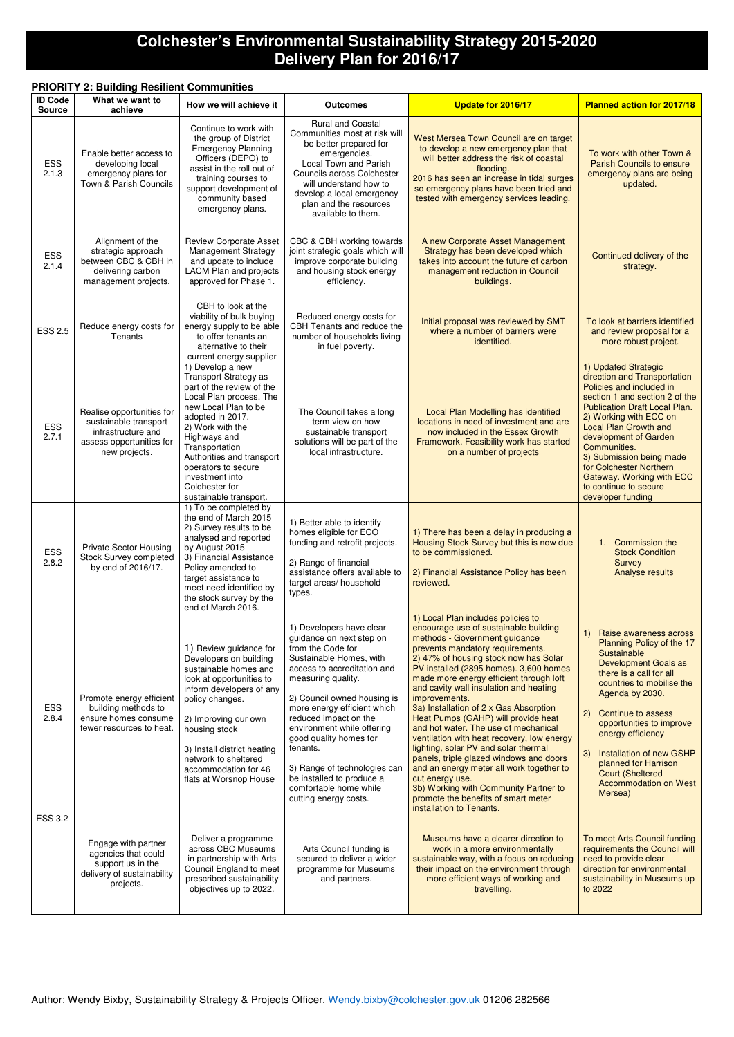# Colchester's Environmental Sustainability Strategy 2015-2020
# Delivery Plan for 2016/17

**PRIORITY 2: Building Resilient Communities**

| ID Code Source | What we want to achieve | How we will achieve it | Outcomes | Update for 2016/17 | Planned action for 2017/18 |
|---|---|---|---|---|---|
| ESS 2.1.3 | Enable better access to developing local emergency plans for Town & Parish Councils | Continue to work with the group of District Emergency Planning Officers (DEPO) to assist in the roll out of training courses to support development of community based emergency plans. | Rural and Coastal Communities most at risk will be better prepared for emergencies. Local Town and Parish Councils across Colchester will understand how to develop a local emergency plan and the resources available to them. | West Mersea Town Council are on target to develop a new emergency plan that will better address the risk of coastal flooding. 2016 has seen an increase in tidal surges so emergency plans have been tried and tested with emergency services leading. | To work with other Town & Parish Councils to ensure emergency plans are being updated. |
| ESS 2.1.4 | Alignment of the strategic approach between CBC & CBH in delivering carbon management projects. | Review Corporate Asset Management Strategy and update to include LACM Plan and projects approved for Phase 1. | CBC & CBH working towards joint strategic goals which will improve corporate building and housing stock energy efficiency. | A new Corporate Asset Management Strategy has been developed which takes into account the future of carbon management reduction in Council buildings. | Continued delivery of the strategy. |
| ESS 2.5 | Reduce energy costs for Tenants | CBH to look at the viability of bulk buying energy supply to be able to offer tenants an alternative to their current energy supplier | Reduced energy costs for CBH Tenants and reduce the number of households living in fuel poverty. | Initial proposal was reviewed by SMT where a number of barriers were identified. | To look at barriers identified and review proposal for a more robust project. |
| ESS 2.7.1 | Realise opportunities for sustainable transport infrastructure and assess opportunities for new projects. | 1) Develop a new Transport Strategy as part of the review of the Local Plan process. The new Local Plan to be adopted in 2017.<br>2) Work with the Highways and Transportation Authorities and transport operators to secure investment into Colchester for sustainable transport. | The Council takes a long term view on how sustainable transport solutions will be part of the local infrastructure. | Local Plan Modelling has identified locations in need of investment and are now included in the Essex Growth Framework. Feasibility work has started on a number of projects | 1) Updated Strategic direction and Transportation Policies and included in section 1 and section 2 of the Publication Draft Local Plan.<br>2) Working with ECC on Local Plan Growth and development of Garden Communities.<br>3) Submission being made for Colchester Northern Gateway. Working with ECC to continue to secure developer funding |
| ESS 2.8.2 | Private Sector Housing Stock Survey completed by end of 2016/17. | 1) To be completed by the end of March 2015<br>2) Survey results to be analysed and reported by August 2015<br>3) Financial Assistance Policy amended to target assistance to meet need identified by the stock survey by the end of March 2016. | 1) Better able to identify homes eligible for ECO funding and retrofit projects.<br><br>2) Range of financial assistance offers available to target areas/ household types. | 1) There has been a delay in producing a Housing Stock Survey but this is now due to be commissioned.<br><br>2) Financial Assistance Policy has been reviewed. | 1. Commission the Stock Condition Survey<br>Analyse results |
| ESS 2.8.4 | Promote energy efficient building methods to ensure homes consume fewer resources to heat. | 1) Review guidance for Developers on building sustainable homes and look at opportunities to inform developers of any policy changes.<br><br>2) Improving our own housing stock<br><br>3) Install district heating network to sheltered accommodation for 46 flats at Worsnop House | 1) Developers have clear guidance on next step on from the Code for Sustainable Homes, with access to accreditation and measuring quality.<br><br>2) Council owned housing is more energy efficient which reduced impact on the environment while offering good quality homes for tenants.<br><br>3) Range of technologies can be installed to produce a comfortable home while cutting energy costs. | 1) Local Plan includes policies to encourage use of sustainable building methods - Government guidance prevents mandatory requirements.<br>2) 47% of housing stock now has Solar PV installed (2895 homes). 3,600 homes made more energy efficient through loft and cavity wall insulation and heating improvements.<br>3a) Installation of 2 x Gas Absorption Heat Pumps (GAHP) will provide heat and hot water. The use of mechanical ventilation with heat recovery, low energy lighting, solar PV and solar thermal panels, triple glazed windows and doors and an energy meter all work together to cut energy use.<br>3b) Working with Community Partner to promote the benefits of smart meter installation to Tenants. | 1) Raise awareness across Planning Policy of the 17 Sustainable Development Goals as there is a call for all countries to mobilise the Agenda by 2030.<br><br>2) Continue to assess opportunities to improve energy efficiency<br><br>3) Installation of new GSHP planned for Harrison Court (Sheltered Accommodation on West Mersea) |
| ESS 3.2 | Engage with partner agencies that could support us in the delivery of sustainability projects. | Deliver a programme across CBC Museums in partnership with Arts Council England to meet prescribed sustainability objectives up to 2022. | Arts Council funding is secured to deliver a wider programme for Museums and partners. | Museums have a clearer direction to work in a more environmentally sustainable way, with a focus on reducing their impact on the environment through more efficient ways of working and travelling. | To meet Arts Council funding requirements the Council will need to provide clear direction for environmental sustainability in Museums up to 2022 |

Author: Wendy Bixby, Sustainability Strategy & Projects Officer. Wendy.bixby@colchester.gov.uk 01206 282566